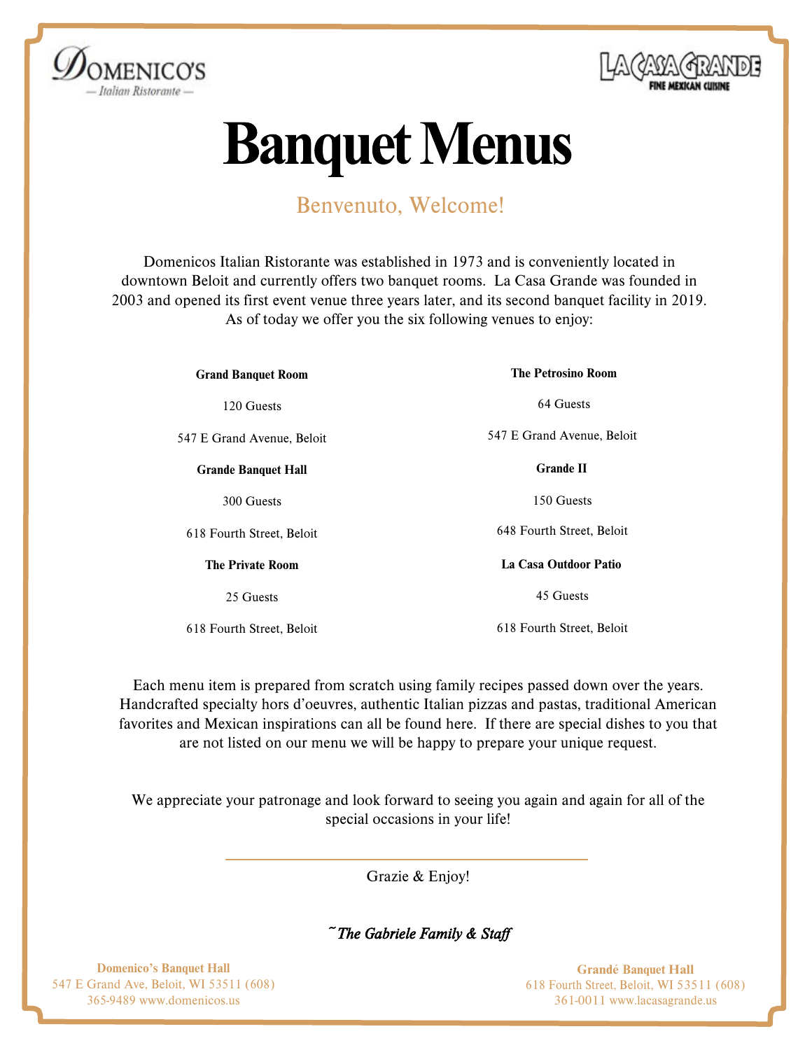Domenico's — Italian Ristorante —

LA CASA GRANDE FINE MEXICAN CUISINE

# Banquet Menus

## Benvenuto, Welcome!

Domenicos Italian Ristorante was established in 1973 and is conveniently located in downtown Beloit and currently offers two banquet rooms. La Casa Grande was founded in 2003 and opened its first event venue three years later, and its second banquet facility in 2019. As of today we offer you the six following venues to enjoy:

**Grand Banquet Room**

120 Guests

547 E Grand Avenue, Beloit

**Grande Banquet Hall**

300 Guests

618 Fourth Street, Beloit

**The Private Room**

25 Guests

618 Fourth Street, Beloit

**The Petrosino Room**

64 Guests

547 E Grand Avenue, Beloit

**Grande II**

150 Guests

648 Fourth Street, Beloit

**La Casa Outdoor Patio**

45 Guests

618 Fourth Street, Beloit

Each menu item is prepared from scratch using family recipes passed down over the years. Handcrafted specialty hors d'oeuvres, authentic Italian pizzas and pastas, traditional American favorites and Mexican inspirations can all be found here. If there are special dishes to you that are not listed on our menu we will be happy to prepare your unique request.

We appreciate your patronage and look forward to seeing you again and again for all of the special occasions in your life!

---

Grazie & Enjoy!

*~The Gabriele Family & Staff*

**Domenico's Banquet Hall**
547 E Grand Ave, Beloit, WI 53511 (608) 365-9489 www.domenicos.us

**Grandé Banquet Hall**
618 Fourth Street, Beloit, WI 53511 (608) 361-0011 www.lacasagrande.us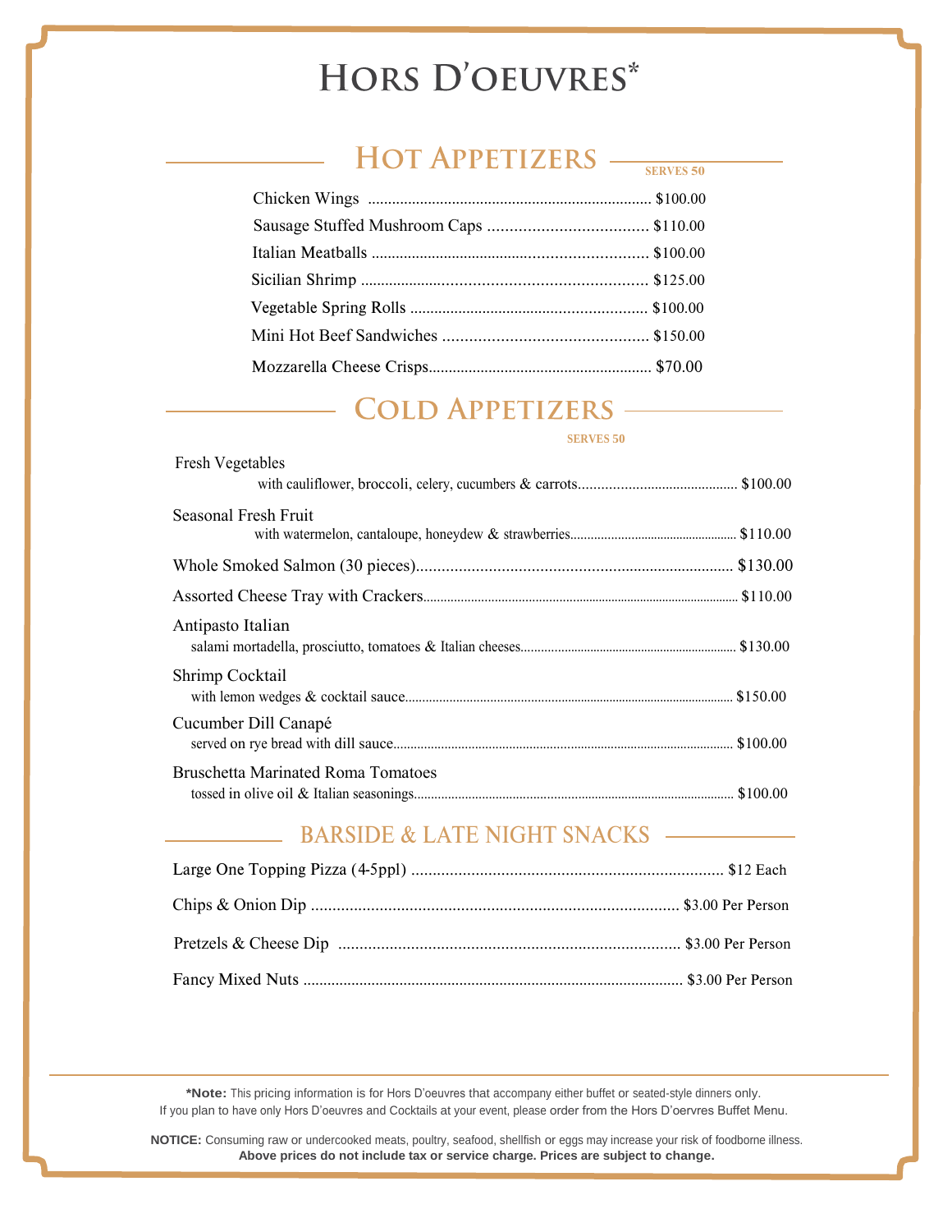# Hors D'oeuvres*

## Hot Appetizers

SERVES 50

| Item | Price |
|---|---|
| Chicken Wings | $100.00 |
| Sausage Stuffed Mushroom Caps | $110.00 |
| Italian Meatballs | $100.00 |
| Sicilian Shrimp | $125.00 |
| Vegetable Spring Rolls | $100.00 |
| Mini Hot Beef Sandwiches | $150.00 |
| Mozzarella Cheese Crisps | $70.00 |

## Cold Appetizers

SERVES 50

| Item | Price |
|---|---|
| Fresh Vegetables<br>with cauliflower, broccoli, celery, cucumbers & carrots | $100.00 |
| Seasonal Fresh Fruit<br>with watermelon, cantaloupe, honeydew & strawberries | $110.00 |
| Whole Smoked Salmon (30 pieces) | $130.00 |
| Assorted Cheese Tray with Crackers | $110.00 |
| Antipasto Italian<br>salami mortadella, prosciutto, tomatoes & Italian cheeses | $130.00 |
| Shrimp Cocktail<br>with lemon wedges & cocktail sauce | $150.00 |
| Cucumber Dill Canapé<br>served on rye bread with dill sauce | $100.00 |
| Bruschetta Marinated Roma Tomatoes<br>tossed in olive oil & Italian seasonings | $100.00 |

## BARSIDE & LATE NIGHT SNACKS

| Item | Price |
|---|---|
| Large One Topping Pizza (4-5ppl) | $12 Each |
| Chips & Onion Dip | $3.00 Per Person |
| Pretzels & Cheese Dip | $3.00 Per Person |
| Fancy Mixed Nuts | $3.00 Per Person |

**\*Note:** This pricing information is for Hors D'oeuvres that accompany either buffet or seated-style dinners only. If you plan to have only Hors D'oeuvres and Cocktails at your event, please order from the Hors D'oervres Buffet Menu.

**NOTICE:** Consuming raw or undercooked meats, poultry, seafood, shellfish or eggs may increase your risk of foodborne illness.
**Above prices do not include tax or service charge. Prices are subject to change.**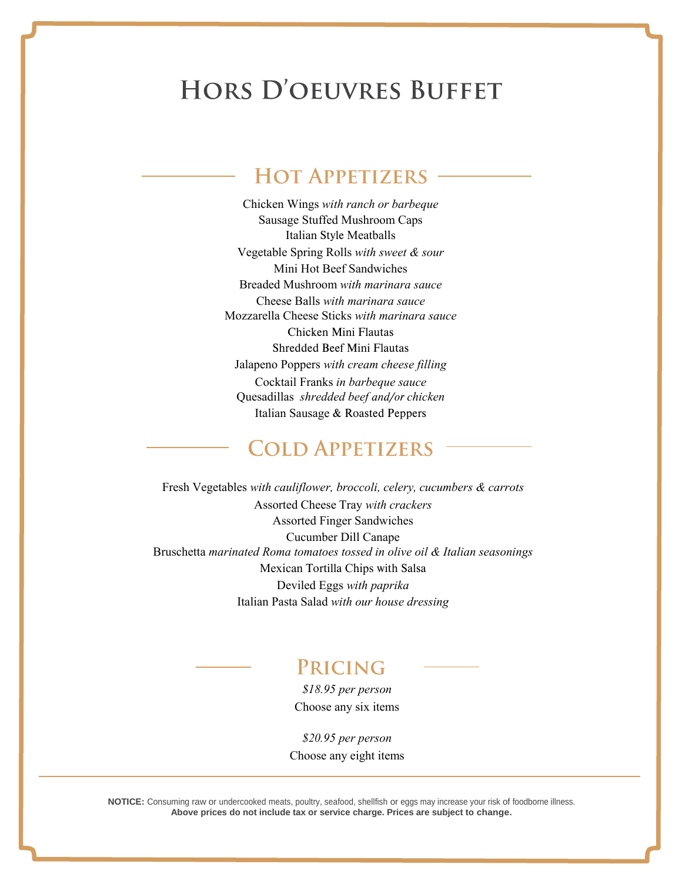# Hors D'oeuvres Buffet

## Hot Appetizers

Chicken Wings *with ranch or barbeque*
Sausage Stuffed Mushroom Caps
Italian Style Meatballs
Vegetable Spring Rolls *with sweet & sour*
Mini Hot Beef Sandwiches
Breaded Mushroom *with marinara sauce*
Cheese Balls *with marinara sauce*
Mozzarella Cheese Sticks *with marinara sauce*
Chicken Mini Flautas
Shredded Beef Mini Flautas
Jalapeno Poppers *with cream cheese filling*
Cocktail Franks *in barbeque sauce*
Quesadillas *shredded beef and/or chicken*
Italian Sausage & Roasted Peppers

## Cold Appetizers

Fresh Vegetables *with cauliflower, broccoli, celery, cucumbers & carrots*
Assorted Cheese Tray *with crackers*
Assorted Finger Sandwiches
Cucumber Dill Canape
Bruschetta *marinated Roma tomatoes tossed in olive oil & Italian seasonings*
Mexican Tortilla Chips with Salsa
Deviled Eggs *with paprika*
Italian Pasta Salad *with our house dressing*

## Pricing

*$18.95 per person*
Choose any six items

*$20.95 per person*
Choose any eight items

---

**NOTICE:** Consuming raw or undercooked meats, poultry, seafood, shellfish or eggs may increase your risk of foodborne illness.
**Above prices do not include tax or service charge. Prices are subject to change.**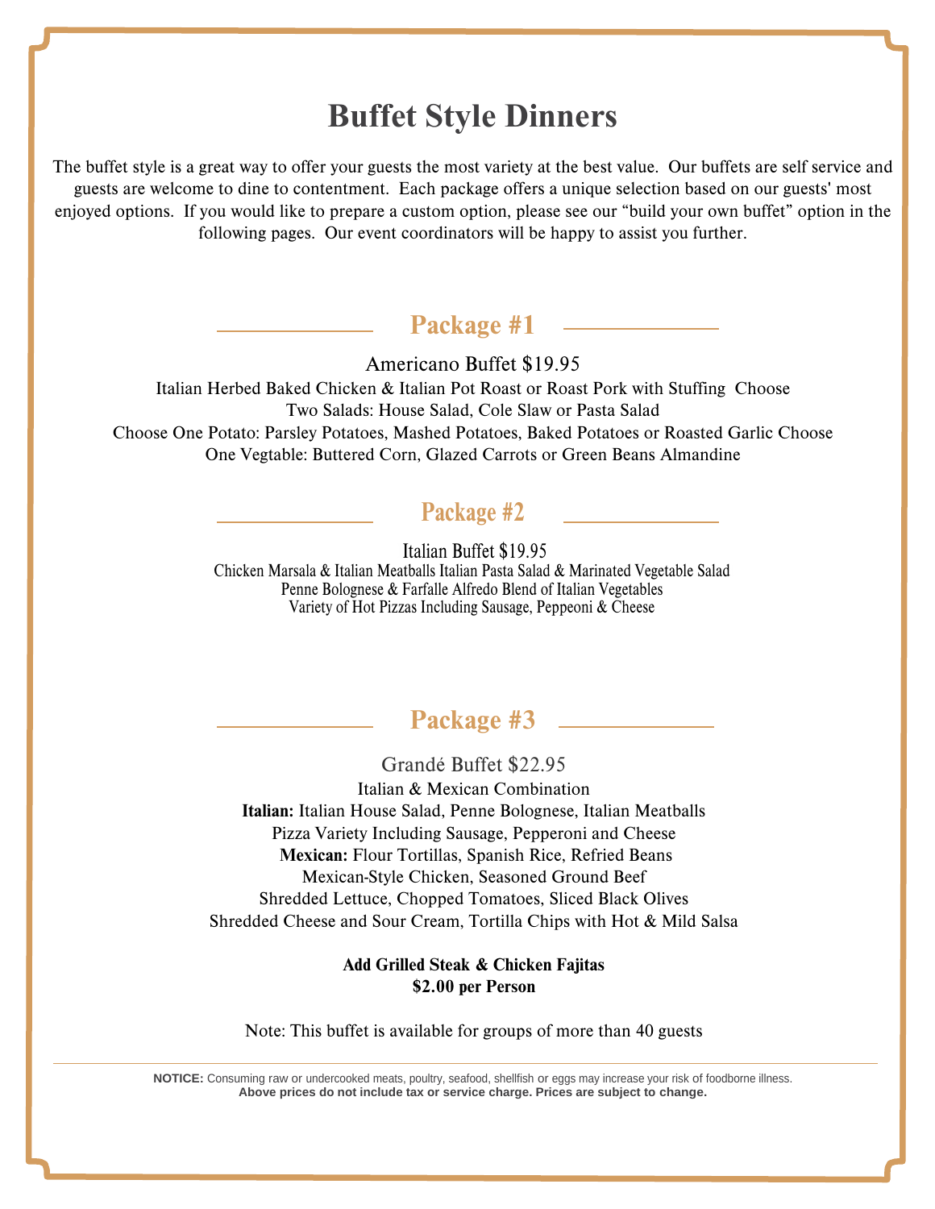# Buffet Style Dinners

The buffet style is a great way to offer your guests the most variety at the best value. Our buffets are self service and guests are welcome to dine to contentment. Each package offers a unique selection based on our guests' most enjoyed options. If you would like to prepare a custom option, please see our "build your own buffet" option in the following pages. Our event coordinators will be happy to assist you further.

## Package #1

Americano Buffet $19.95

Italian Herbed Baked Chicken & Italian Pot Roast or Roast Pork with Stuffing Choose
Two Salads: House Salad, Cole Slaw or Pasta Salad
Choose One Potato: Parsley Potatoes, Mashed Potatoes, Baked Potatoes or Roasted Garlic Choose
One Vegtable: Buttered Corn, Glazed Carrots or Green Beans Almandine

## Package #2

Italian Buffet $19.95

Chicken Marsala & Italian Meatballs Italian Pasta Salad & Marinated Vegetable Salad
Penne Bolognese & Farfalle Alfredo Blend of Italian Vegetables
Variety of Hot Pizzas Including Sausage, Peppeoni & Cheese

## Package #3

Grandé Buffet $22.95

Italian & Mexican Combination
**Italian:** Italian House Salad, Penne Bolognese, Italian Meatballs
Pizza Variety Including Sausage, Pepperoni and Cheese
**Mexican:** Flour Tortillas, Spanish Rice, Refried Beans
Mexican-Style Chicken, Seasoned Ground Beef
Shredded Lettuce, Chopped Tomatoes, Sliced Black Olives
Shredded Cheese and Sour Cream, Tortilla Chips with Hot & Mild Salsa

**Add Grilled Steak & Chicken Fajitas**
**$2.00 per Person**

Note: This buffet is available for groups of more than 40 guests

---

**NOTICE:** Consuming raw or undercooked meats, poultry, seafood, shellfish or eggs may increase your risk of foodborne illness.
**Above prices do not include tax or service charge. Prices are subject to change.**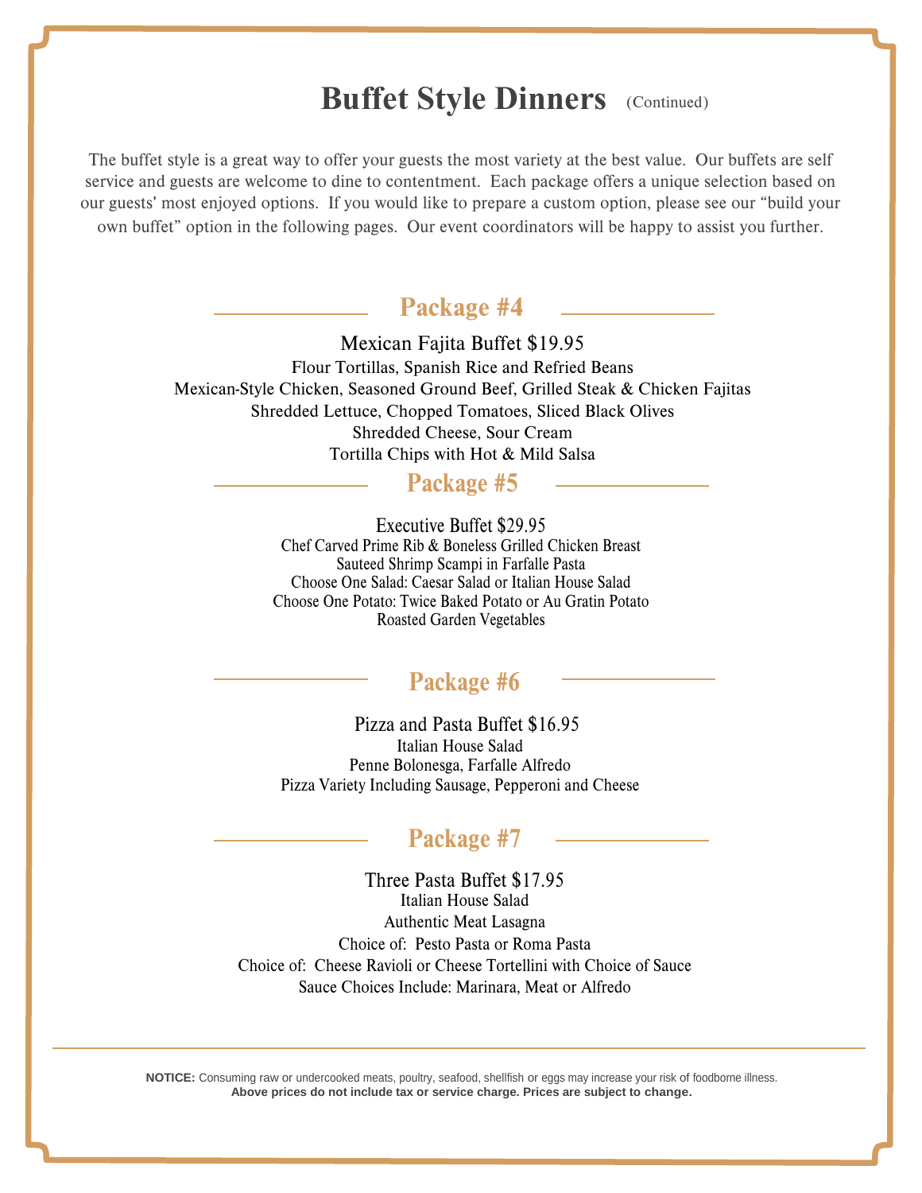# Buffet Style Dinners (Continued)

The buffet style is a great way to offer your guests the most variety at the best value. Our buffets are self service and guests are welcome to dine to contentment. Each package offers a unique selection based on our guests' most enjoyed options. If you would like to prepare a custom option, please see our "build your own buffet" option in the following pages. Our event coordinators will be happy to assist you further.

## Package #4

Mexican Fajita Buffet $19.95

Flour Tortillas, Spanish Rice and Refried Beans

Mexican-Style Chicken, Seasoned Ground Beef, Grilled Steak & Chicken Fajitas

Shredded Lettuce, Chopped Tomatoes, Sliced Black Olives

Shredded Cheese, Sour Cream

Tortilla Chips with Hot & Mild Salsa

## Package #5

Executive Buffet $29.95

Chef Carved Prime Rib & Boneless Grilled Chicken Breast

Sauteed Shrimp Scampi in Farfalle Pasta

Choose One Salad: Caesar Salad or Italian House Salad

Choose One Potato: Twice Baked Potato or Au Gratin Potato

Roasted Garden Vegetables

## Package #6

Pizza and Pasta Buffet $16.95

Italian House Salad

Penne Bolonesga, Farfalle Alfredo

Pizza Variety Including Sausage, Pepperoni and Cheese

## Package #7

Three Pasta Buffet $17.95

Italian House Salad

Authentic Meat Lasagna

Choice of: Pesto Pasta or Roma Pasta

Choice of: Cheese Ravioli or Cheese Tortellini with Choice of Sauce

Sauce Choices Include: Marinara, Meat or Alfredo

---

**NOTICE:** Consuming raw or undercooked meats, poultry, seafood, shellfish or eggs may increase your risk of foodborne illness.
**Above prices do not include tax or service charge. Prices are subject to change.**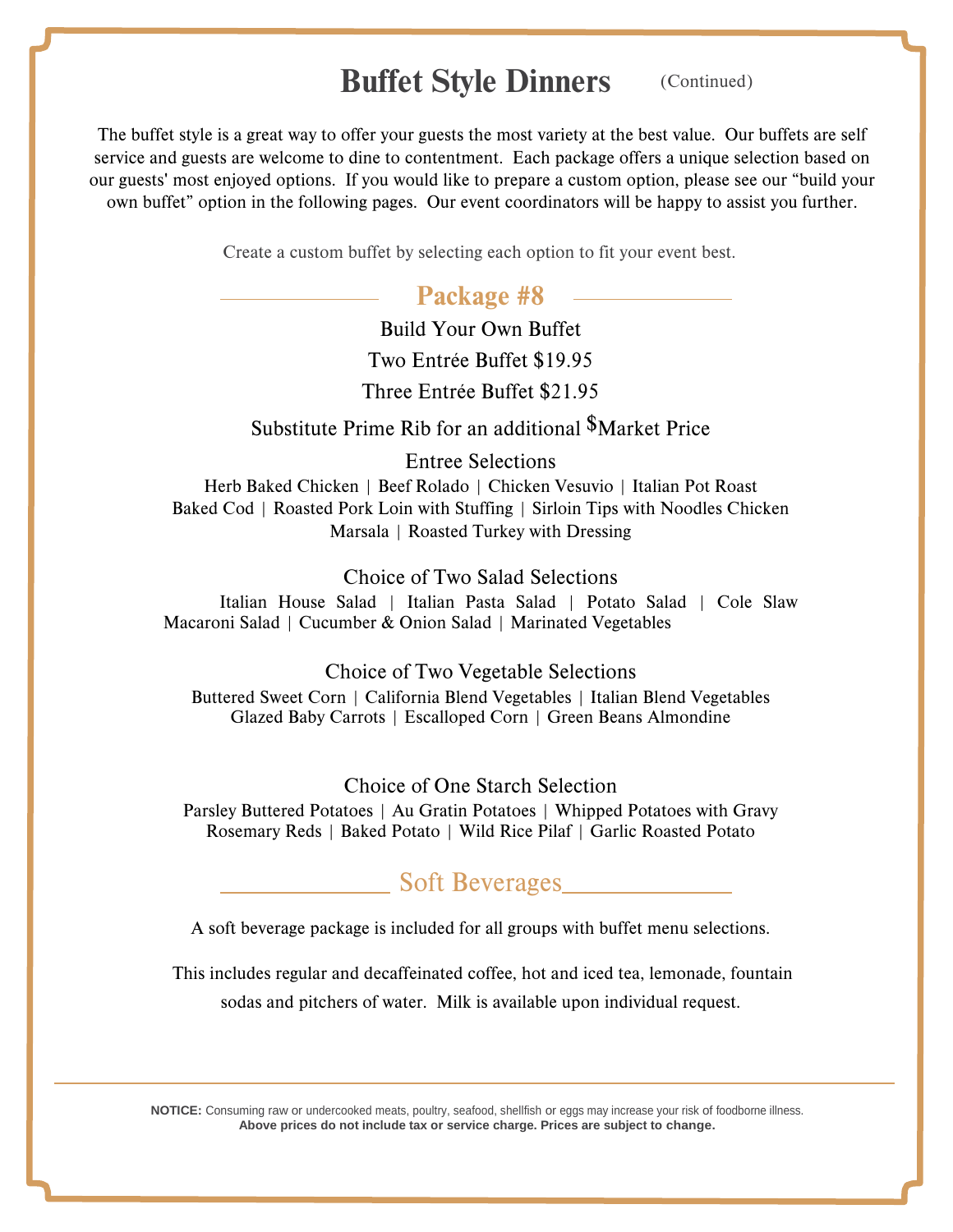# Buffet Style Dinners (Continued)

The buffet style is a great way to offer your guests the most variety at the best value. Our buffets are self service and guests are welcome to dine to contentment. Each package offers a unique selection based on our guests' most enjoyed options. If you would like to prepare a custom option, please see our "build your own buffet" option in the following pages. Our event coordinators will be happy to assist you further.

Create a custom buffet by selecting each option to fit your event best.

## Package #8

Build Your Own Buffet

Two Entrée Buffet $19.95

Three Entrée Buffet $21.95

Substitute Prime Rib for an additional $Market Price

### Entree Selections

Herb Baked Chicken | Beef Rolado | Chicken Vesuvio | Italian Pot Roast
Baked Cod | Roasted Pork Loin with Stuffing | Sirloin Tips with Noodles Chicken Marsala | Roasted Turkey with Dressing

### Choice of Two Salad Selections

Italian House Salad | Italian Pasta Salad | Potato Salad | Cole Slaw
Macaroni Salad | Cucumber & Onion Salad | Marinated Vegetables

### Choice of Two Vegetable Selections

Buttered Sweet Corn | California Blend Vegetables | Italian Blend Vegetables
Glazed Baby Carrots | Escalloped Corn | Green Beans Almondine

### Choice of One Starch Selection

Parsley Buttered Potatoes | Au Gratin Potatoes | Whipped Potatoes with Gravy
Rosemary Reds | Baked Potato | Wild Rice Pilaf | Garlic Roasted Potato

## Soft Beverages

A soft beverage package is included for all groups with buffet menu selections.

This includes regular and decaffeinated coffee, hot and iced tea, lemonade, fountain sodas and pitchers of water. Milk is available upon individual request.

**NOTICE:** Consuming raw or undercooked meats, poultry, seafood, shellfish or eggs may increase your risk of foodborne illness.
**Above prices do not include tax or service charge. Prices are subject to change.**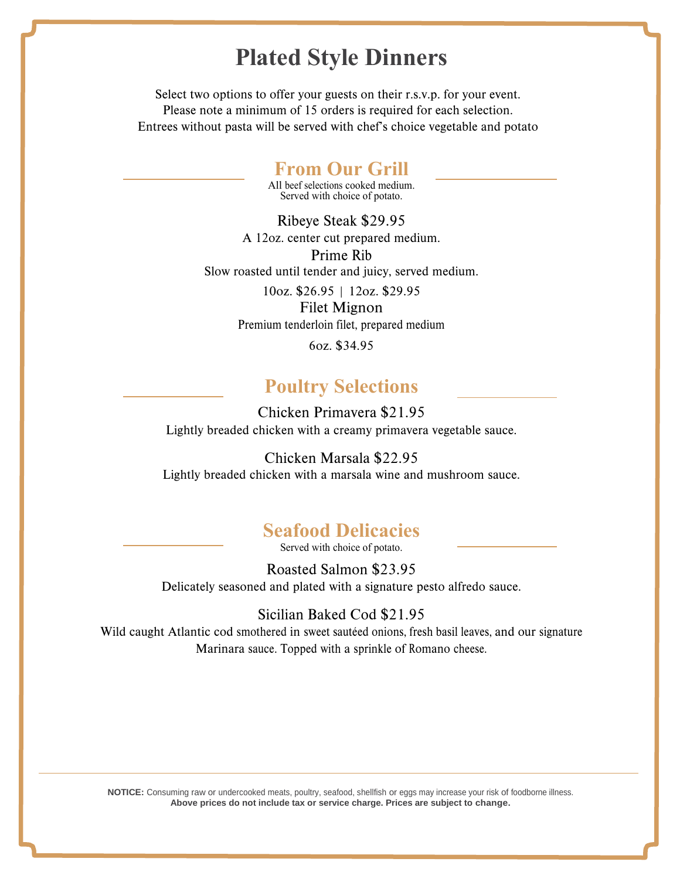# Plated Style Dinners

Select two options to offer your guests on their r.s.v.p. for your event.
Please note a minimum of 15 orders is required for each selection.
Entrees without pasta will be served with chef's choice vegetable and potato

## From Our Grill

All beef selections cooked medium.
Served with choice of potato.

Ribeye Steak $29.95
A 12oz. center cut prepared medium.

Prime Rib
Slow roasted until tender and juicy, served medium.
10oz. $26.95 | 12oz. $29.95

Filet Mignon
Premium tenderloin filet, prepared medium
6oz. $34.95

## Poultry Selections

Chicken Primavera $21.95
Lightly breaded chicken with a creamy primavera vegetable sauce.

Chicken Marsala $22.95
Lightly breaded chicken with a marsala wine and mushroom sauce.

## Seafood Delicacies

Served with choice of potato.

Roasted Salmon $23.95
Delicately seasoned and plated with a signature pesto alfredo sauce.

Sicilian Baked Cod $21.95
Wild caught Atlantic cod smothered in sweet sautéed onions, fresh basil leaves, and our signature Marinara sauce. Topped with a sprinkle of Romano cheese.

---

**NOTICE:** Consuming raw or undercooked meats, poultry, seafood, shellfish or eggs may increase your risk of foodborne illness.
**Above prices do not include tax or service charge. Prices are subject to change.**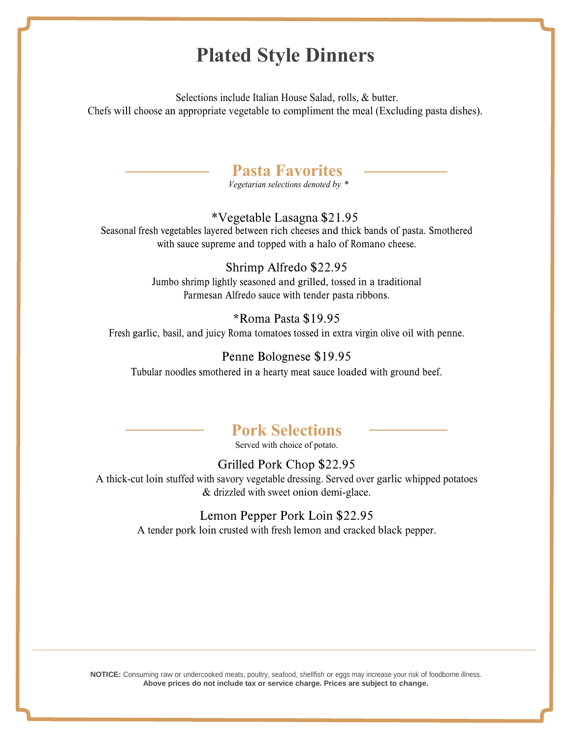# Plated Style Dinners

Selections include Italian House Salad, rolls, & butter.
Chefs will choose an appropriate vegetable to compliment the meal (Excluding pasta dishes).

## Pasta Favorites

*Vegetarian selections denoted by **

### *Vegetable Lasagna $21.95

Seasonal fresh vegetables layered between rich cheeses and thick bands of pasta. Smothered with sauce supreme and topped with a halo of Romano cheese.

### Shrimp Alfredo $22.95

Jumbo shrimp lightly seasoned and grilled, tossed in a traditional Parmesan Alfredo sauce with tender pasta ribbons.

### *Roma Pasta $19.95

Fresh garlic, basil, and juicy Roma tomatoes tossed in extra virgin olive oil with penne.

### Penne Bolognese $19.95

Tubular noodles smothered in a hearty meat sauce loaded with ground beef.

## Pork Selections

Served with choice of potato.

### Grilled Pork Chop $22.95

A thick-cut loin stuffed with savory vegetable dressing. Served over garlic whipped potatoes & drizzled with sweet onion demi-glace.

### Lemon Pepper Pork Loin $22.95

A tender pork loin crusted with fresh lemon and cracked black pepper.

---

**NOTICE:** Consuming raw or undercooked meats, poultry, seafood, shellfish or eggs may increase your risk of foodborne illness.
**Above prices do not include tax or service charge. Prices are subject to change.**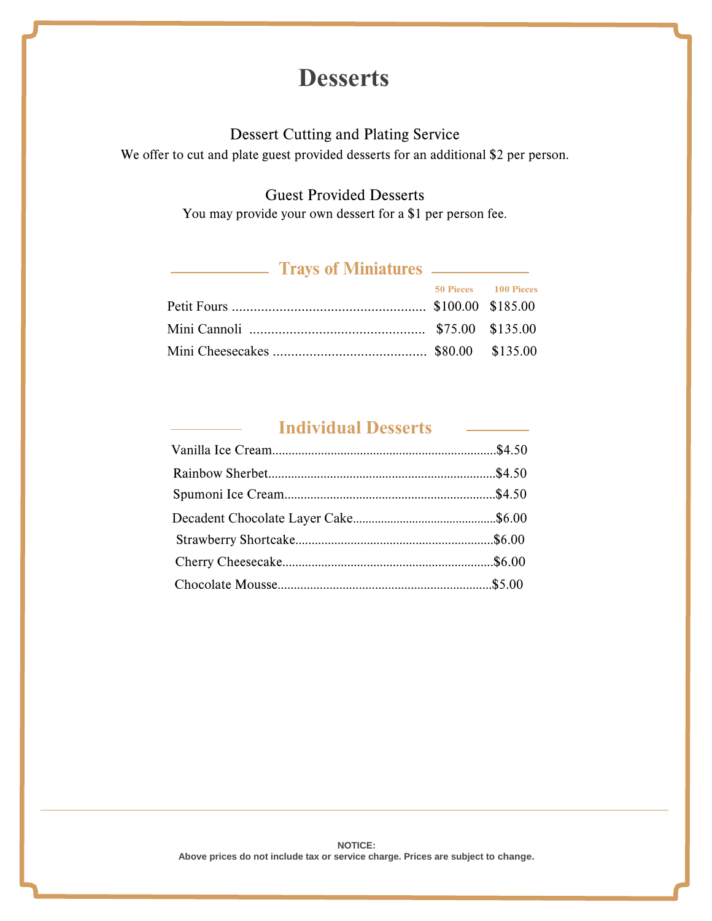# Desserts

### Dessert Cutting and Plating Service

We offer to cut and plate guest provided desserts for an additional $2 per person.

### Guest Provided Desserts

You may provide your own dessert for a $1 per person fee.

## Trays of Miniatures

| | 50 Pieces | 100 Pieces |
|---|---|---|
| Petit Fours | $100.00 | $185.00 |
| Mini Cannoli | $75.00 | $135.00 |
| Mini Cheesecakes | $80.00 | $135.00 |

## Individual Desserts

| | |
|---|---|
| Vanilla Ice Cream | $4.50 |
| Rainbow Sherbet | $4.50 |
| Spumoni Ice Cream | $4.50 |
| Decadent Chocolate Layer Cake | $6.00 |
| Strawberry Shortcake | $6.00 |
| Cherry Cheesecake | $6.00 |
| Chocolate Mousse | $5.00 |

---

**NOTICE:**
**Above prices do not include tax or service charge. Prices are subject to change.**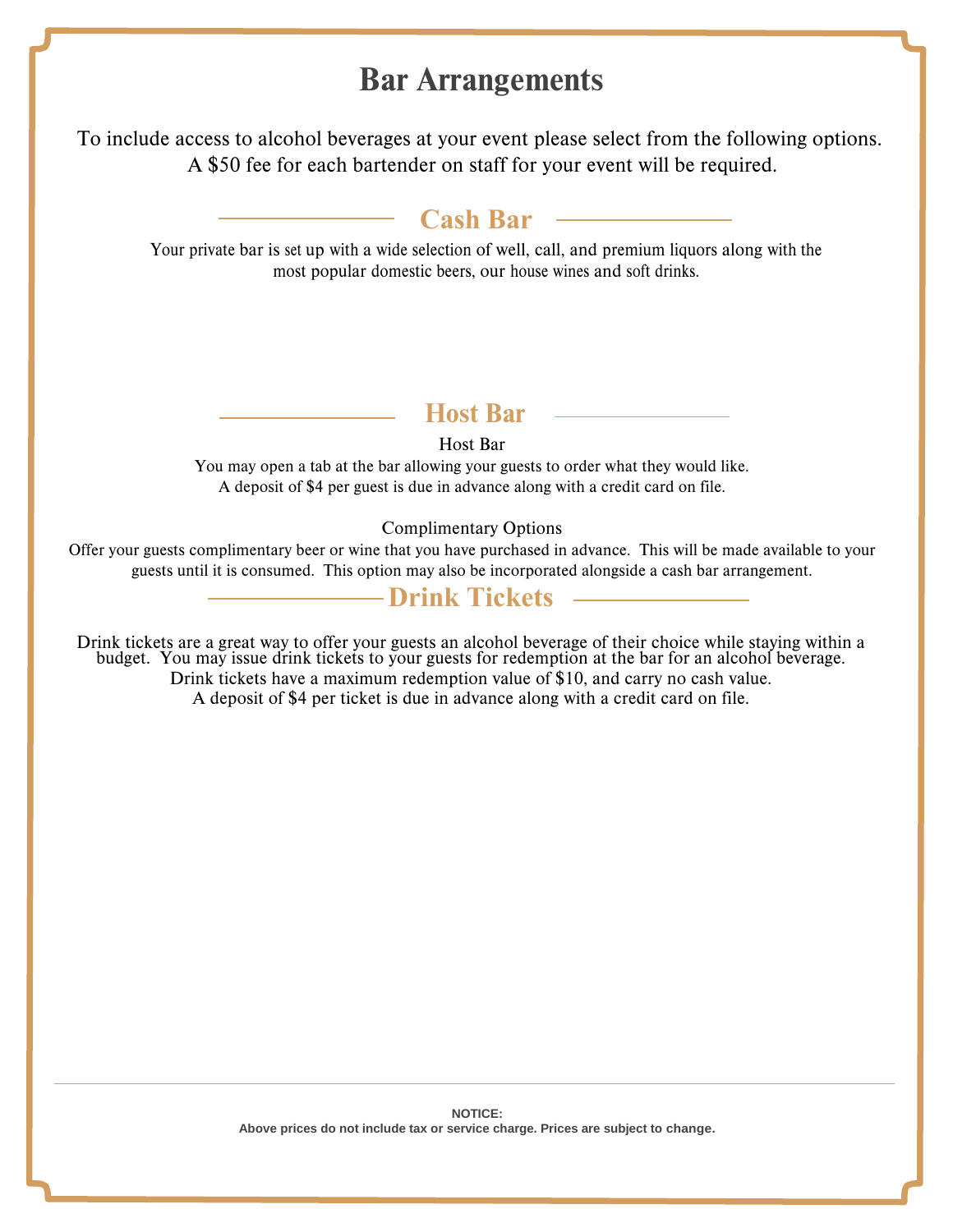# Bar Arrangements

To include access to alcohol beverages at your event please select from the following options.
A $50 fee for each bartender on staff for your event will be required.

## Cash Bar

Your private bar is set up with a wide selection of well, call, and premium liquors along with the most popular domestic beers, our house wines and soft drinks.

## Host Bar

### Host Bar

You may open a tab at the bar allowing your guests to order what they would like.
A deposit of $4 per guest is due in advance along with a credit card on file.

### Complimentary Options

Offer your guests complimentary beer or wine that you have purchased in advance. This will be made available to your guests until it is consumed. This option may also be incorporated alongside a cash bar arrangement.

## Drink Tickets

Drink tickets are a great way to offer your guests an alcohol beverage of their choice while staying within a budget. You may issue drink tickets to your guests for redemption at the bar for an alcohol beverage.
Drink tickets have a maximum redemption value of $10, and carry no cash value.
A deposit of $4 per ticket is due in advance along with a credit card on file.

---

**NOTICE:**
**Above prices do not include tax or service charge. Prices are subject to change.**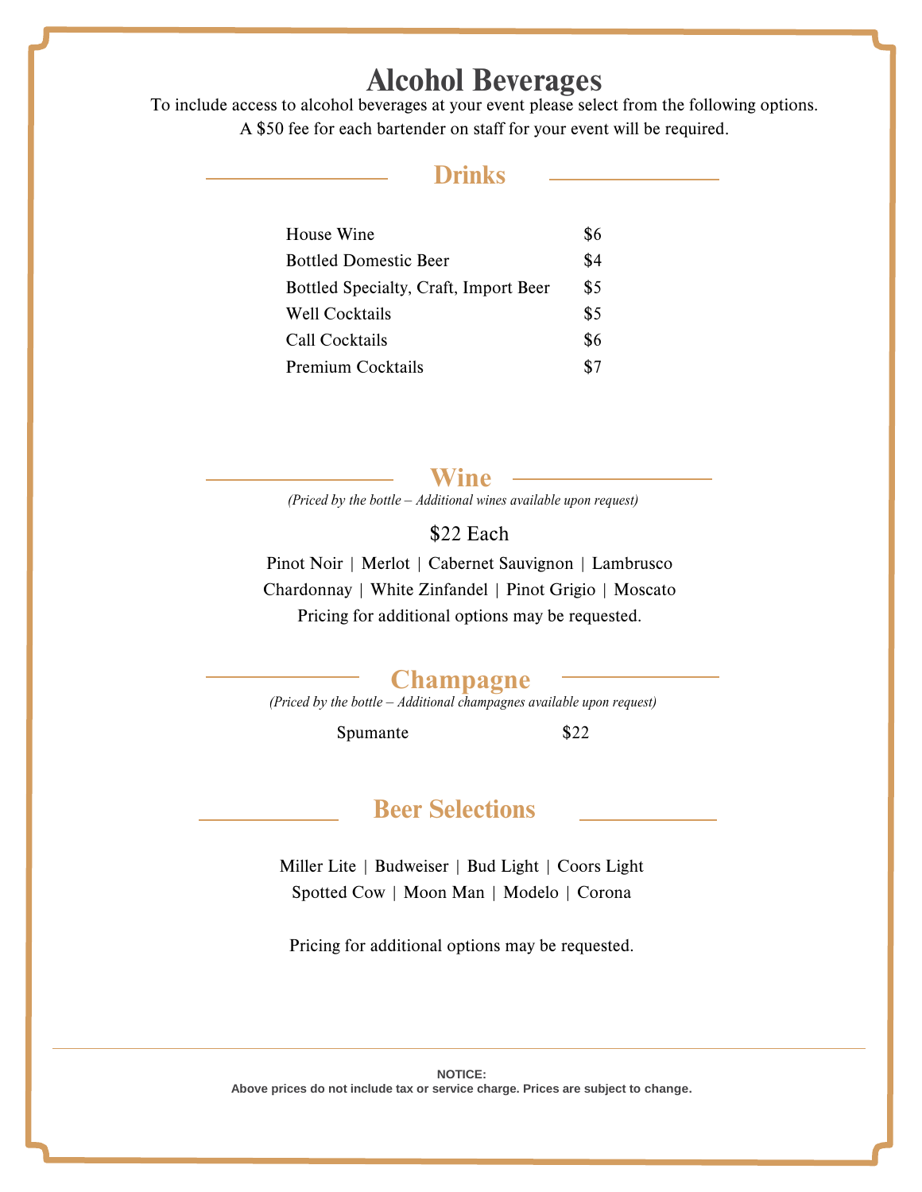# Alcohol Beverages

To include access to alcohol beverages at your event please select from the following options.
A $50 fee for each bartender on staff for your event will be required.

## Drinks

| Item | Price |
|---|---|
| House Wine | $6 |
| Bottled Domestic Beer | $4 |
| Bottled Specialty, Craft, Import Beer | $5 |
| Well Cocktails | $5 |
| Call Cocktails | $6 |
| Premium Cocktails | $7 |

## Wine

*(Priced by the bottle – Additional wines available upon request)*

$22 Each

Pinot Noir | Merlot | Cabernet Sauvignon | Lambrusco
Chardonnay | White Zinfandel | Pinot Grigio | Moscato

Pricing for additional options may be requested.

## Champagne

*(Priced by the bottle – Additional champagnes available upon request)*

| Item | Price |
|---|---|
| Spumante | $22 |

## Beer Selections

Miller Lite | Budweiser | Bud Light | Coors Light
Spotted Cow | Moon Man | Modelo | Corona

Pricing for additional options may be requested.

---

**NOTICE:**
**Above prices do not include tax or service charge. Prices are subject to change.**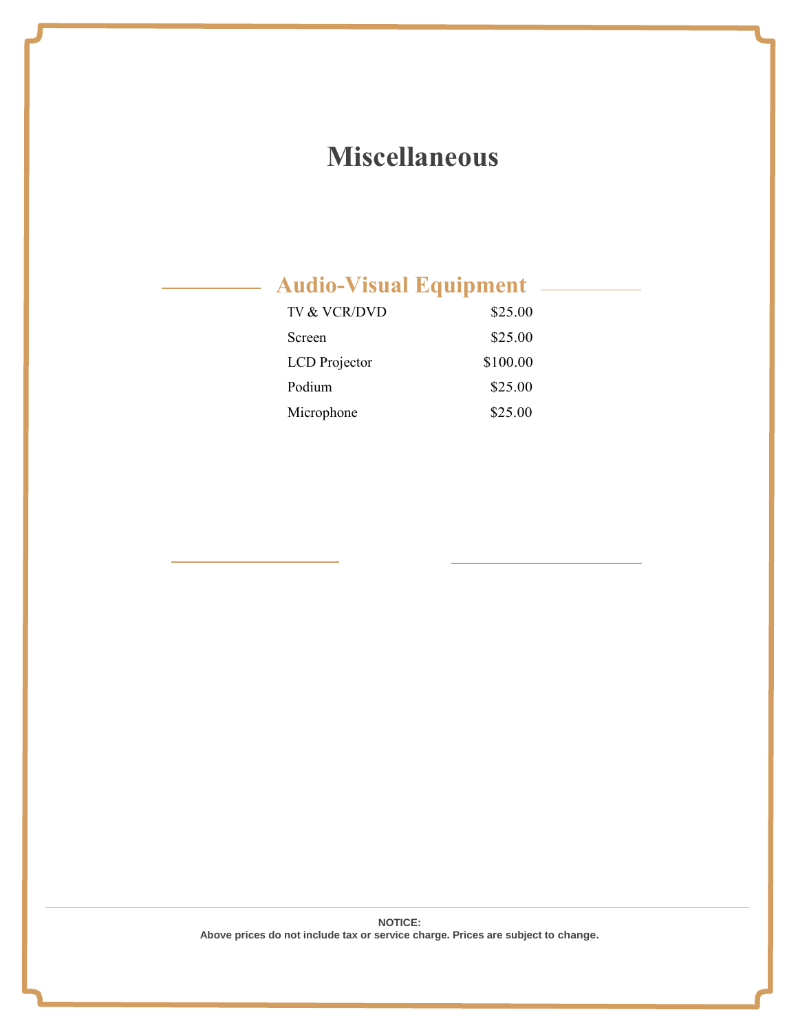# Miscellaneous

## Audio-Visual Equipment

| Item | Price |
| --- | --- |
| TV & VCR/DVD | $25.00 |
| Screen | $25.00 |
| LCD Projector | $100.00 |
| Podium | $25.00 |
| Microphone | $25.00 |

**NOTICE:**
**Above prices do not include tax or service charge. Prices are subject to change.**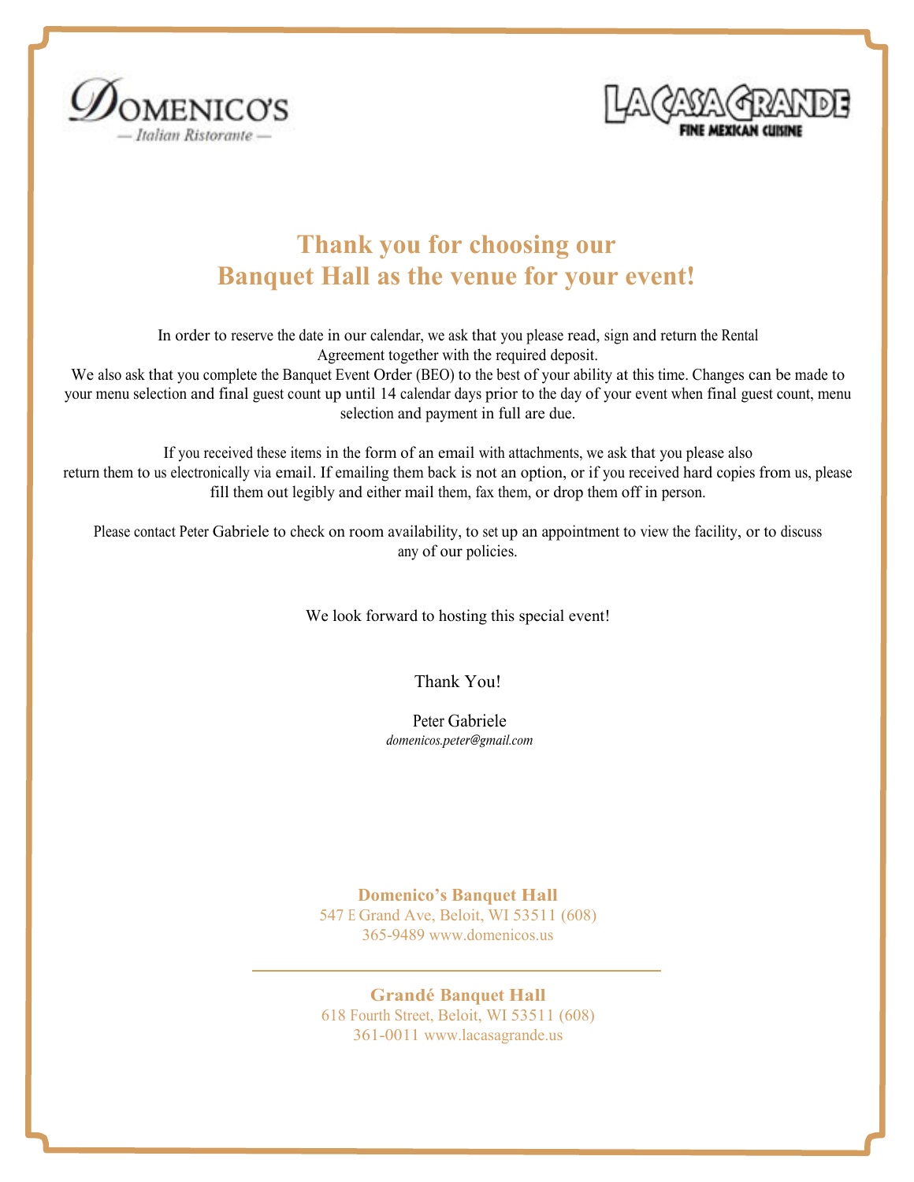DOMENICO'S
— Italian Ristorante —

LA CASA GRANDE
FINE MEXICAN CUISINE

# Thank you for choosing our Banquet Hall as the venue for your event!

In order to reserve the date in our calendar, we ask that you please read, sign and return the Rental Agreement together with the required deposit.
We also ask that you complete the Banquet Event Order (BEO) to the best of your ability at this time. Changes can be made to your menu selection and final guest count up until 14 calendar days prior to the day of your event when final guest count, menu selection and payment in full are due.

If you received these items in the form of an email with attachments, we ask that you please also return them to us electronically via email. If emailing them back is not an option, or if you received hard copies from us, please fill them out legibly and either mail them, fax them, or drop them off in person.

Please contact Peter Gabriele to check on room availability, to set up an appointment to view the facility, or to discuss any of our policies.

We look forward to hosting this special event!

Thank You!

Peter Gabriele
*domenicos.peter@gmail.com*

**Domenico's Banquet Hall**
547 E Grand Ave, Beloit, WI 53511 (608) 365-9489 www.domenicos.us

---

**Grandé Banquet Hall**
618 Fourth Street, Beloit, WI 53511 (608) 361-0011 www.lacasagrande.us